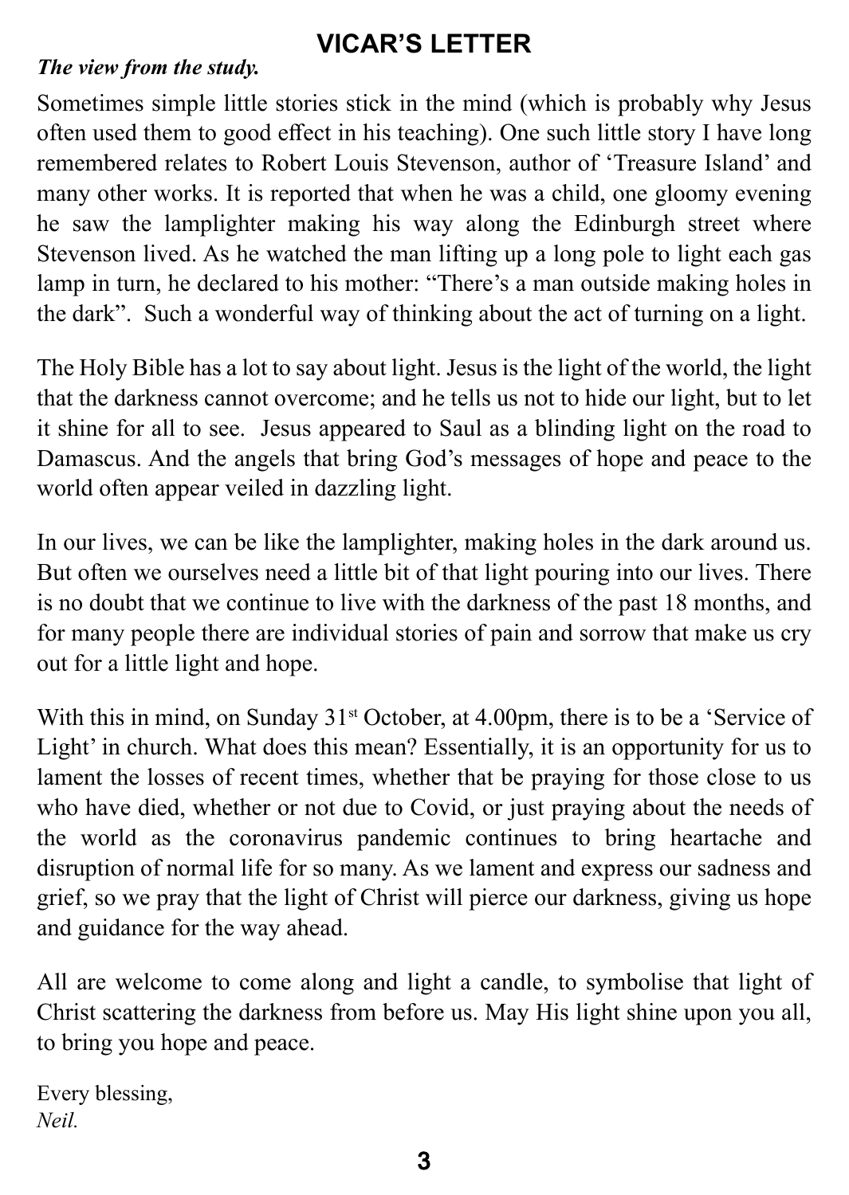# VICAR'S LETTER

***The view from the study.***

Sometimes simple little stories stick in the mind (which is probably why Jesus often used them to good effect in his teaching). One such little story I have long remembered relates to Robert Louis Stevenson, author of 'Treasure Island' and many other works. It is reported that when he was a child, one gloomy evening he saw the lamplighter making his way along the Edinburgh street where Stevenson lived. As he watched the man lifting up a long pole to light each gas lamp in turn, he declared to his mother: "There's a man outside making holes in the dark". Such a wonderful way of thinking about the act of turning on a light.

The Holy Bible has a lot to say about light. Jesus is the light of the world, the light that the darkness cannot overcome; and he tells us not to hide our light, but to let it shine for all to see. Jesus appeared to Saul as a blinding light on the road to Damascus. And the angels that bring God's messages of hope and peace to the world often appear veiled in dazzling light.

In our lives, we can be like the lamplighter, making holes in the dark around us. But often we ourselves need a little bit of that light pouring into our lives. There is no doubt that we continue to live with the darkness of the past 18 months, and for many people there are individual stories of pain and sorrow that make us cry out for a little light and hope.

With this in mind, on Sunday 31st October, at 4.00pm, there is to be a 'Service of Light' in church. What does this mean? Essentially, it is an opportunity for us to lament the losses of recent times, whether that be praying for those close to us who have died, whether or not due to Covid, or just praying about the needs of the world as the coronavirus pandemic continues to bring heartache and disruption of normal life for so many. As we lament and express our sadness and grief, so we pray that the light of Christ will pierce our darkness, giving us hope and guidance for the way ahead.

All are welcome to come along and light a candle, to symbolise that light of Christ scattering the darkness from before us. May His light shine upon you all, to bring you hope and peace.

Every blessing,
*Neil.*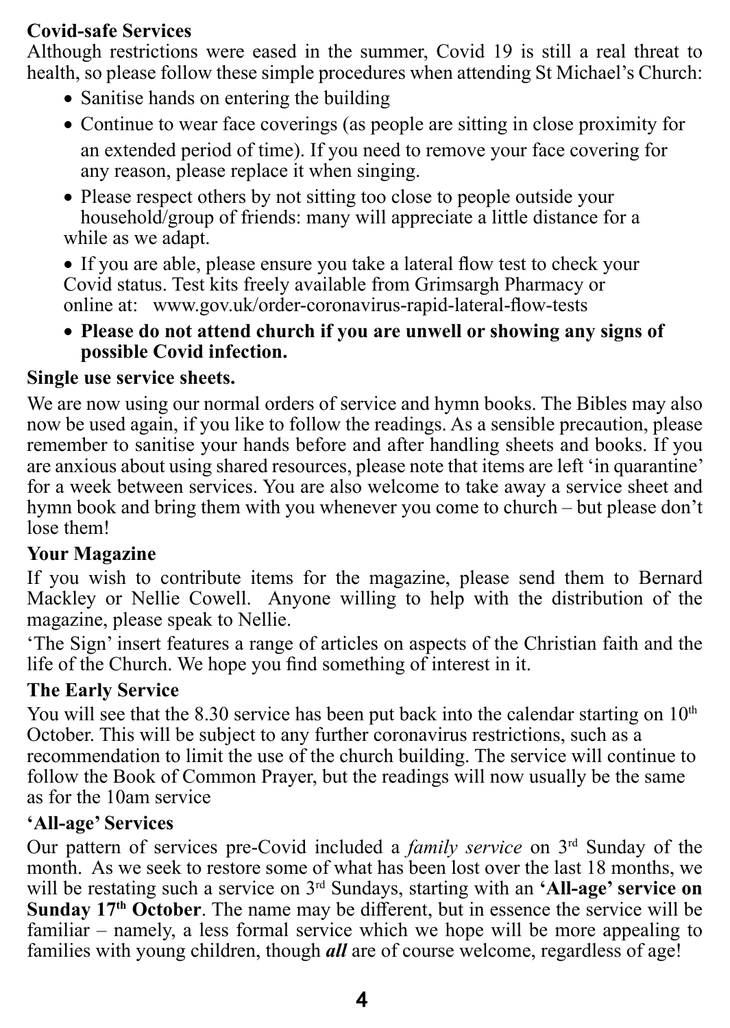**Covid-safe Services**

Although restrictions were eased in the summer, Covid 19 is still a real threat to health, so please follow these simple procedures when attending St Michael's Church:

- Sanitise hands on entering the building
- Continue to wear face coverings (as people are sitting in close proximity for an extended period of time). If you need to remove your face covering for any reason, please replace it when singing.
- Please respect others by not sitting too close to people outside your household/group of friends: many will appreciate a little distance for a while as we adapt.
- If you are able, please ensure you take a lateral flow test to check your Covid status. Test kits freely available from Grimsargh Pharmacy or online at: www.gov.uk/order-coronavirus-rapid-lateral-flow-tests
- **Please do not attend church if you are unwell or showing any signs of possible Covid infection.**

**Single use service sheets.**

We are now using our normal orders of service and hymn books. The Bibles may also now be used again, if you like to follow the readings. As a sensible precaution, please remember to sanitise your hands before and after handling sheets and books. If you are anxious about using shared resources, please note that items are left 'in quarantine' for a week between services. You are also welcome to take away a service sheet and hymn book and bring them with you whenever you come to church – but please don't lose them!

**Your Magazine**

If you wish to contribute items for the magazine, please send them to Bernard Mackley or Nellie Cowell. Anyone willing to help with the distribution of the magazine, please speak to Nellie.

'The Sign' insert features a range of articles on aspects of the Christian faith and the life of the Church. We hope you find something of interest in it.

**The Early Service**

You will see that the 8.30 service has been put back into the calendar starting on 10th October. This will be subject to any further coronavirus restrictions, such as a recommendation to limit the use of the church building. The service will continue to follow the Book of Common Prayer, but the readings will now usually be the same as for the 10am service

**'All-age' Services**

Our pattern of services pre-Covid included a *family service* on 3rd Sunday of the month. As we seek to restore some of what has been lost over the last 18 months, we will be restating such a service on 3rd Sundays, starting with an **'All-age' service on Sunday 17th October**. The name may be different, but in essence the service will be familiar – namely, a less formal service which we hope will be more appealing to families with young children, though ***all*** are of course welcome, regardless of age!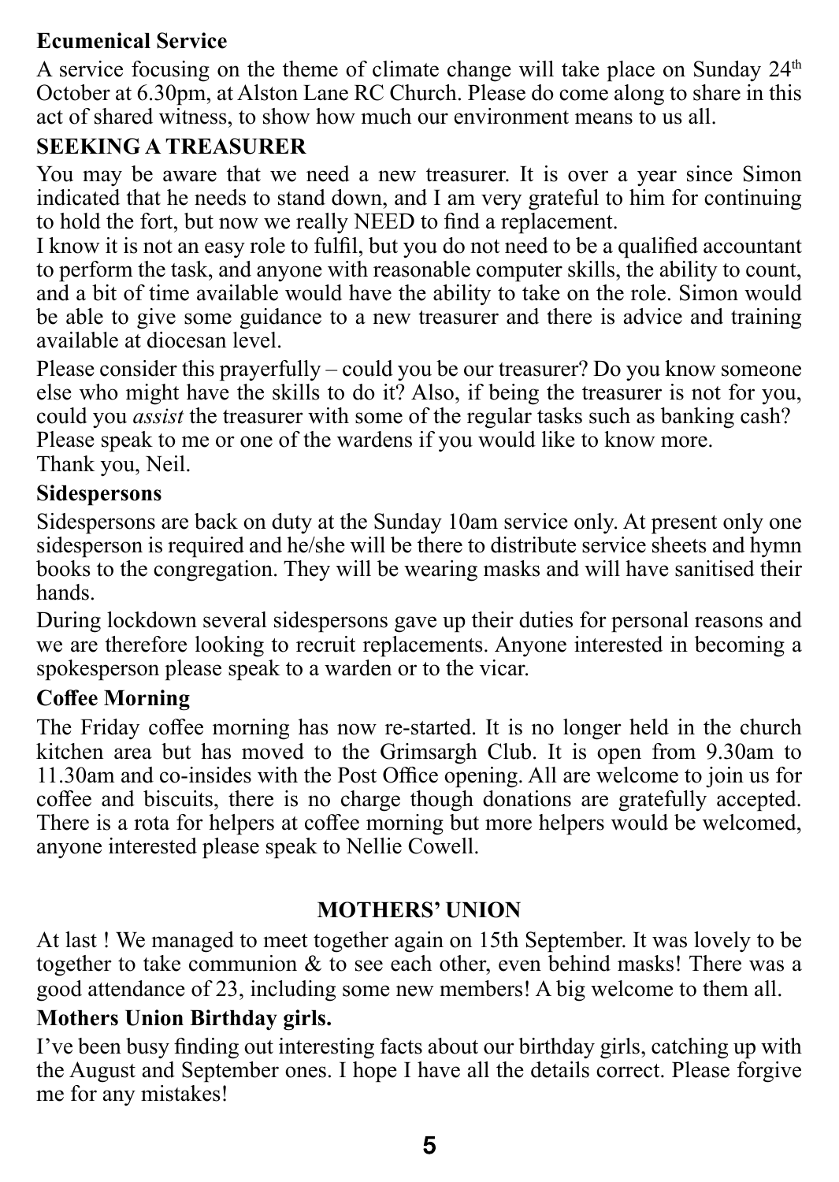**Ecumenical Service**

A service focusing on the theme of climate change will take place on Sunday 24th October at 6.30pm, at Alston Lane RC Church. Please do come along to share in this act of shared witness, to show how much our environment means to us all.

**SEEKING A TREASURER**

You may be aware that we need a new treasurer. It is over a year since Simon indicated that he needs to stand down, and I am very grateful to him for continuing to hold the fort, but now we really NEED to find a replacement.

I know it is not an easy role to fulfil, but you do not need to be a qualified accountant to perform the task, and anyone with reasonable computer skills, the ability to count, and a bit of time available would have the ability to take on the role. Simon would be able to give some guidance to a new treasurer and there is advice and training available at diocesan level.

Please consider this prayerfully – could you be our treasurer? Do you know someone else who might have the skills to do it? Also, if being the treasurer is not for you, could you *assist* the treasurer with some of the regular tasks such as banking cash? Please speak to me or one of the wardens if you would like to know more.
Thank you, Neil.

**Sidespersons**

Sidespersons are back on duty at the Sunday 10am service only. At present only one sidesperson is required and he/she will be there to distribute service sheets and hymn books to the congregation. They will be wearing masks and will have sanitised their hands.

During lockdown several sidespersons gave up their duties for personal reasons and we are therefore looking to recruit replacements. Anyone interested in becoming a spokesperson please speak to a warden or to the vicar.

**Coffee Morning**

The Friday coffee morning has now re-started. It is no longer held in the church kitchen area but has moved to the Grimsargh Club. It is open from 9.30am to 11.30am and co-insides with the Post Office opening. All are welcome to join us for coffee and biscuits, there is no charge though donations are gratefully accepted. There is a rota for helpers at coffee morning but more helpers would be welcomed, anyone interested please speak to Nellie Cowell.

## MOTHERS' UNION

At last ! We managed to meet together again on 15th September. It was lovely to be together to take communion & to see each other, even behind masks! There was a good attendance of 23, including some new members! A big welcome to them all.

**Mothers Union Birthday girls.**

I've been busy finding out interesting facts about our birthday girls, catching up with the August and September ones. I hope I have all the details correct. Please forgive me for any mistakes!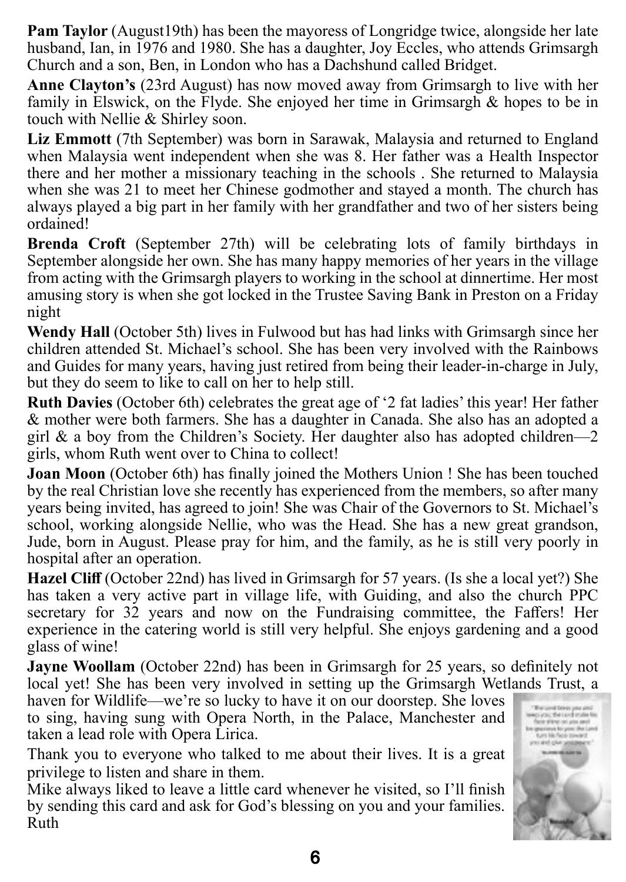**Pam Taylor** (August19th) has been the mayoress of Longridge twice, alongside her late husband, Ian, in 1976 and 1980. She has a daughter, Joy Eccles, who attends Grimsargh Church and a son, Ben, in London who has a Dachshund called Bridget.

**Anne Clayton's** (23rd August) has now moved away from Grimsargh to live with her family in Elswick, on the Flyde. She enjoyed her time in Grimsargh & hopes to be in touch with Nellie & Shirley soon.

**Liz Emmott** (7th September) was born in Sarawak, Malaysia and returned to England when Malaysia went independent when she was 8. Her father was a Health Inspector there and her mother a missionary teaching in the schools . She returned to Malaysia when she was 21 to meet her Chinese godmother and stayed a month. The church has always played a big part in her family with her grandfather and two of her sisters being ordained!

**Brenda Croft** (September 27th) will be celebrating lots of family birthdays in September alongside her own. She has many happy memories of her years in the village from acting with the Grimsargh players to working in the school at dinnertime. Her most amusing story is when she got locked in the Trustee Saving Bank in Preston on a Friday night

**Wendy Hall** (October 5th) lives in Fulwood but has had links with Grimsargh since her children attended St. Michael's school. She has been very involved with the Rainbows and Guides for many years, having just retired from being their leader-in-charge in July, but they do seem to like to call on her to help still.

**Ruth Davies** (October 6th) celebrates the great age of '2 fat ladies' this year! Her father & mother were both farmers. She has a daughter in Canada. She also has an adopted a girl & a boy from the Children's Society. Her daughter also has adopted children—2 girls, whom Ruth went over to China to collect!

**Joan Moon** (October 6th) has finally joined the Mothers Union ! She has been touched by the real Christian love she recently has experienced from the members, so after many years being invited, has agreed to join! She was Chair of the Governors to St. Michael's school, working alongside Nellie, who was the Head. She has a new great grandson, Jude, born in August. Please pray for him, and the family, as he is still very poorly in hospital after an operation.

**Hazel Cliff** (October 22nd) has lived in Grimsargh for 57 years. (Is she a local yet?) She has taken a very active part in village life, with Guiding, and also the church PPC secretary for 32 years and now on the Fundraising committee, the Faffers! Her experience in the catering world is still very helpful. She enjoys gardening and a good glass of wine!

**Jayne Woollam** (October 22nd) has been in Grimsargh for 25 years, so definitely not local yet! She has been very involved in setting up the Grimsargh Wetlands Trust, a haven for Wildlife—we're so lucky to have it on our doorstep. She loves to sing, having sung with Opera North, in the Palace, Manchester and taken a lead role with Opera Lirica.

Thank you to everyone who talked to me about their lives. It is a great privilege to listen and share in them.

Mike always liked to leave a little card whenever he visited, so I'll finish by sending this card and ask for God's blessing on you and your families.

Ruth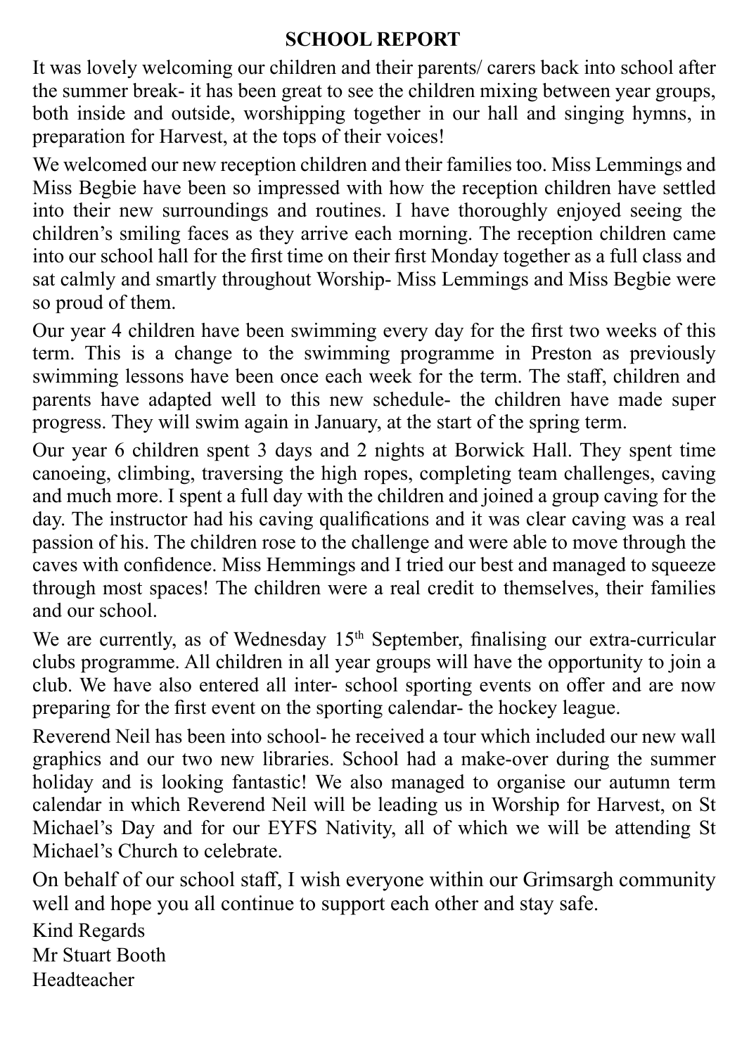## SCHOOL REPORT

It was lovely welcoming our children and their parents/ carers back into school after the summer break- it has been great to see the children mixing between year groups, both inside and outside, worshipping together in our hall and singing hymns, in preparation for Harvest, at the tops of their voices!

We welcomed our new reception children and their families too. Miss Lemmings and Miss Begbie have been so impressed with how the reception children have settled into their new surroundings and routines. I have thoroughly enjoyed seeing the children's smiling faces as they arrive each morning. The reception children came into our school hall for the first time on their first Monday together as a full class and sat calmly and smartly throughout Worship- Miss Lemmings and Miss Begbie were so proud of them.

Our year 4 children have been swimming every day for the first two weeks of this term. This is a change to the swimming programme in Preston as previously swimming lessons have been once each week for the term. The staff, children and parents have adapted well to this new schedule- the children have made super progress. They will swim again in January, at the start of the spring term.

Our year 6 children spent 3 days and 2 nights at Borwick Hall. They spent time canoeing, climbing, traversing the high ropes, completing team challenges, caving and much more. I spent a full day with the children and joined a group caving for the day. The instructor had his caving qualifications and it was clear caving was a real passion of his. The children rose to the challenge and were able to move through the caves with confidence. Miss Hemmings and I tried our best and managed to squeeze through most spaces! The children were a real credit to themselves, their families and our school.

We are currently, as of Wednesday 15th September, finalising our extra-curricular clubs programme. All children in all year groups will have the opportunity to join a club. We have also entered all inter- school sporting events on offer and are now preparing for the first event on the sporting calendar- the hockey league.

Reverend Neil has been into school- he received a tour which included our new wall graphics and our two new libraries. School had a make-over during the summer holiday and is looking fantastic! We also managed to organise our autumn term calendar in which Reverend Neil will be leading us in Worship for Harvest, on St Michael's Day and for our EYFS Nativity, all of which we will be attending St Michael's Church to celebrate.

On behalf of our school staff, I wish everyone within our Grimsargh community well and hope you all continue to support each other and stay safe.

Kind Regards  
Mr Stuart Booth  
Headteacher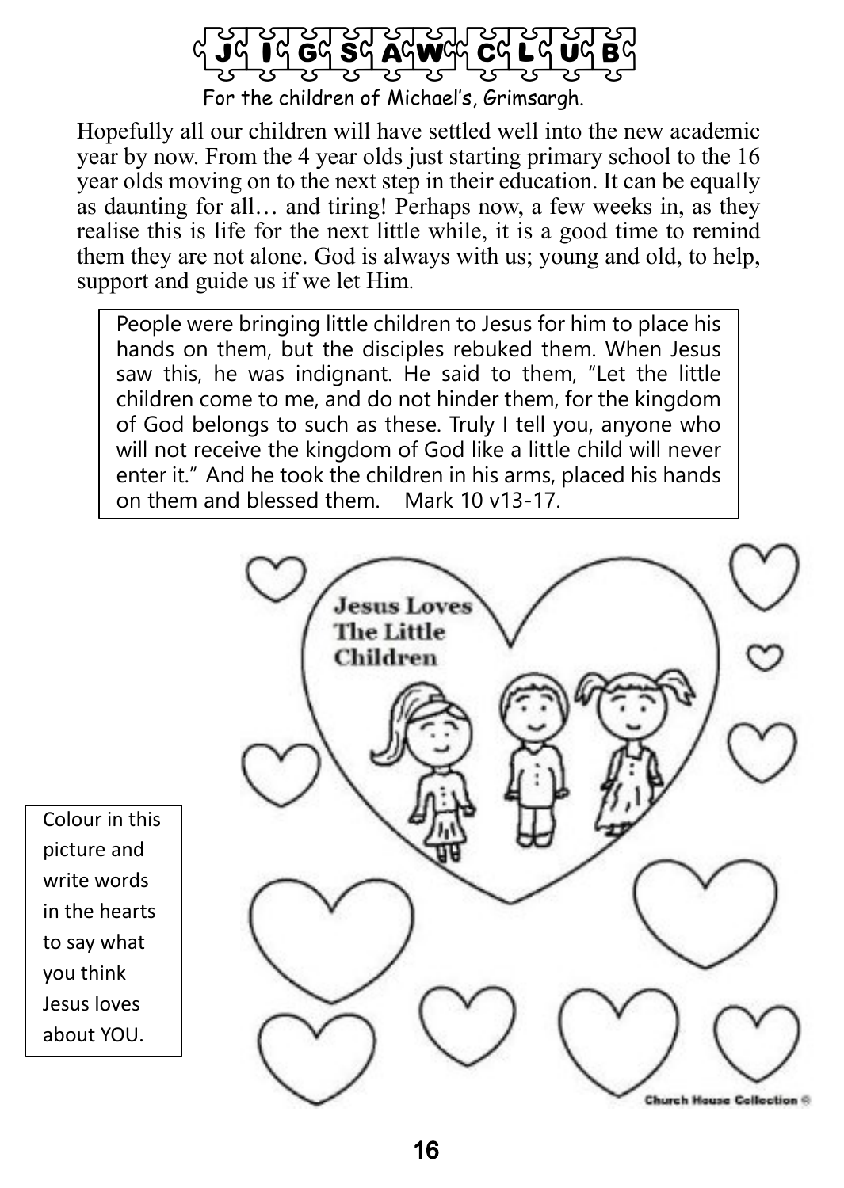# JIGSAW CLUB

For the children of Michael's, Grimsargh.

Hopefully all our children will have settled well into the new academic year by now. From the 4 year olds just starting primary school to the 16 year olds moving on to the next step in their education. It can be equally as daunting for all… and tiring! Perhaps now, a few weeks in, as they realise this is life for the next little while, it is a good time to remind them they are not alone. God is always with us; young and old, to help, support and guide us if we let Him.

> People were bringing little children to Jesus for him to place his hands on them, but the disciples rebuked them. When Jesus saw this, he was indignant. He said to them, "Let the little children come to me, and do not hinder them, for the kingdom of God belongs to such as these. Truly I tell you, anyone who will not receive the kingdom of God like a little child will never enter it." And he took the children in his arms, placed his hands on them and blessed them. Mark 10 v13-17.

Colour in this picture and write words in the hearts to say what you think Jesus loves about YOU.

Jesus Loves The Little Children

Church House Collection ©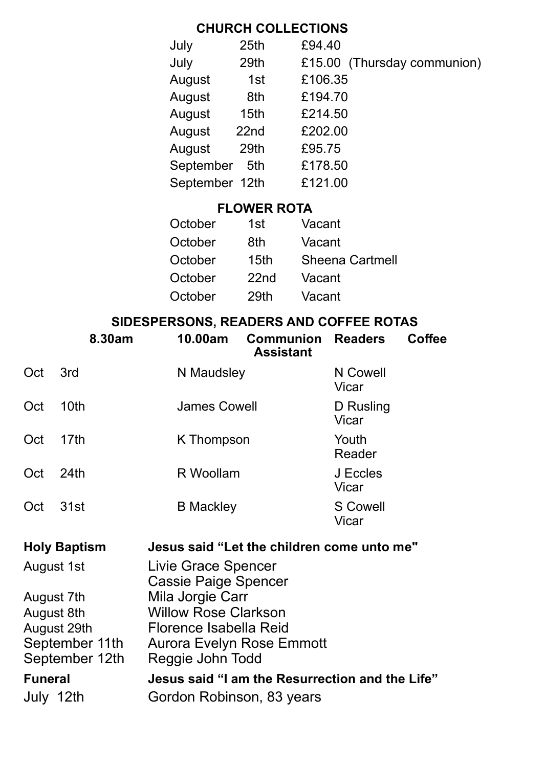## CHURCH COLLECTIONS

| | | | |
|---|---|---|---|
| July | 25th | £94.40 | |
| July | 29th | £15.00 | (Thursday communion) |
| August | 1st | £106.35 | |
| August | 8th | £194.70 | |
| August | 15th | £214.50 | |
| August | 22nd | £202.00 | |
| August | 29th | £95.75 | |
| September | 5th | £178.50 | |
| September | 12th | £121.00 | |

## FLOWER ROTA

| | | |
|---|---|---|
| October | 1st | Vacant |
| October | 8th | Vacant |
| October | 15th | Sheena Cartmell |
| October | 22nd | Vacant |
| October | 29th | Vacant |

## SIDESPERSONS, READERS AND COFFEE ROTAS

| | 8.30am | 10.00am | Communion Assistant | Readers | Coffee |
|---|---|---|---|---|---|
| Oct 3rd | | N Maudsley | | N Cowell<br>Vicar | |
| Oct 10th | | James Cowell | | D Rusling<br>Vicar | |
| Oct 17th | | K Thompson | | Youth<br>Reader | |
| Oct 24th | | R Woollam | | J Eccles<br>Vicar | |
| Oct 31st | | B Mackley | | S Cowell<br>Vicar | |

**Holy Baptism** **Jesus said "Let the children come unto me"**

| | |
|---|---|
| August 1st | Livie Grace Spencer<br>Cassie Paige Spencer |
| August 7th | Mila Jorgie Carr |
| August 8th | Willow Rose Clarkson |
| August 29th | Florence Isabella Reid |
| September 11th | Aurora Evelyn Rose Emmott |
| September 12th | Reggie John Todd |

**Funeral** **Jesus said "I am the Resurrection and the Life"**

July 12th Gordon Robinson, 83 years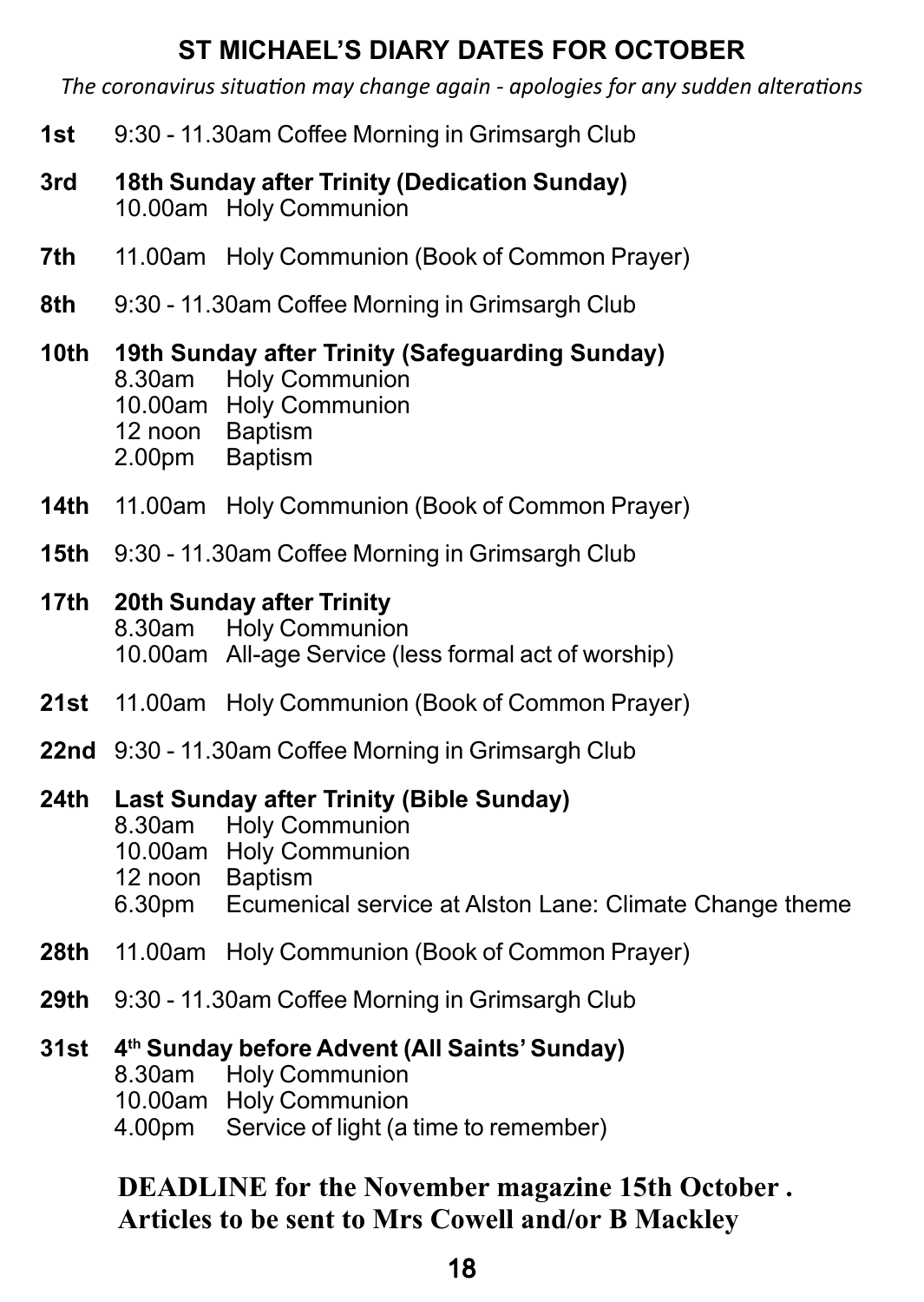## ST MICHAEL'S DIARY DATES FOR OCTOBER

*The coronavirus situation may change again - apologies for any sudden alterations*

**1st** 9:30 - 11.30am Coffee Morning in Grimsargh Club

**3rd** **18th Sunday after Trinity (Dedication Sunday)**
10.00am Holy Communion

**7th** 11.00am Holy Communion (Book of Common Prayer)

**8th** 9:30 - 11.30am Coffee Morning in Grimsargh Club

**10th** **19th Sunday after Trinity (Safeguarding Sunday)**
8.30am Holy Communion
10.00am Holy Communion
12 noon Baptism
2.00pm Baptism

**14th** 11.00am Holy Communion (Book of Common Prayer)

**15th** 9:30 - 11.30am Coffee Morning in Grimsargh Club

**17th** **20th Sunday after Trinity**
8.30am Holy Communion
10.00am All-age Service (less formal act of worship)

**21st** 11.00am Holy Communion (Book of Common Prayer)

**22nd** 9:30 - 11.30am Coffee Morning in Grimsargh Club

**24th** **Last Sunday after Trinity (Bible Sunday)**
8.30am Holy Communion
10.00am Holy Communion
12 noon Baptism
6.30pm Ecumenical service at Alston Lane: Climate Change theme

**28th** 11.00am Holy Communion (Book of Common Prayer)

**29th** 9:30 - 11.30am Coffee Morning in Grimsargh Club

**31st** **4th Sunday before Advent (All Saints' Sunday)**
8.30am Holy Communion
10.00am Holy Communion
4.00pm Service of light (a time to remember)

**DEADLINE for the November magazine 15th October .**
**Articles to be sent to Mrs Cowell and/or B Mackley**